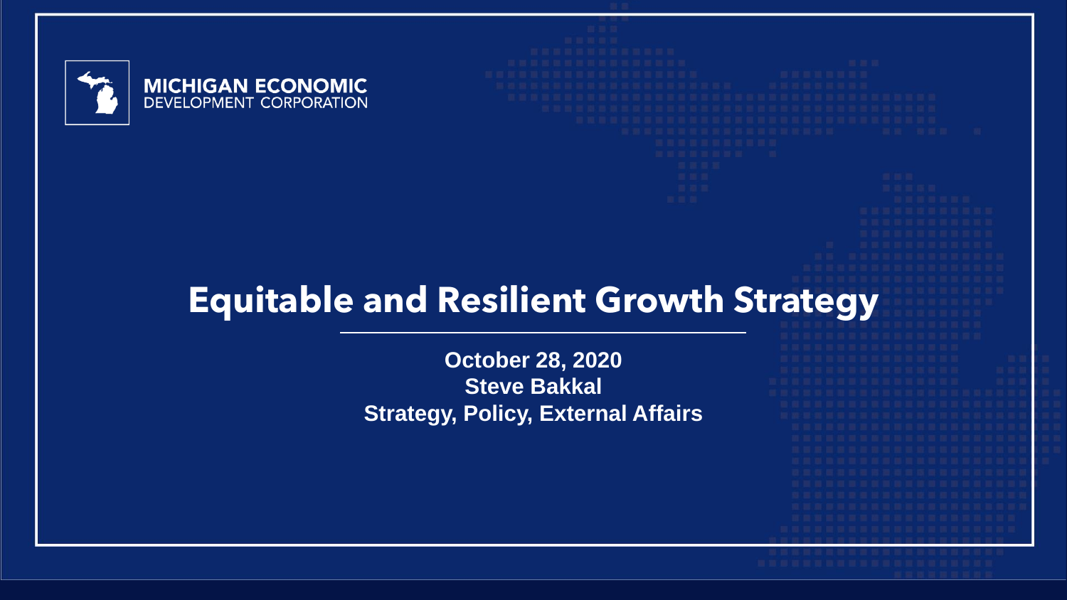MICHIGAN ECONOMIC DEVELOPMENT CORPORATION

# Equitable and Resilient Growth Strategy

**October 28, 2020**
**Steve Bakkal**
**Strategy, Policy, External Affairs**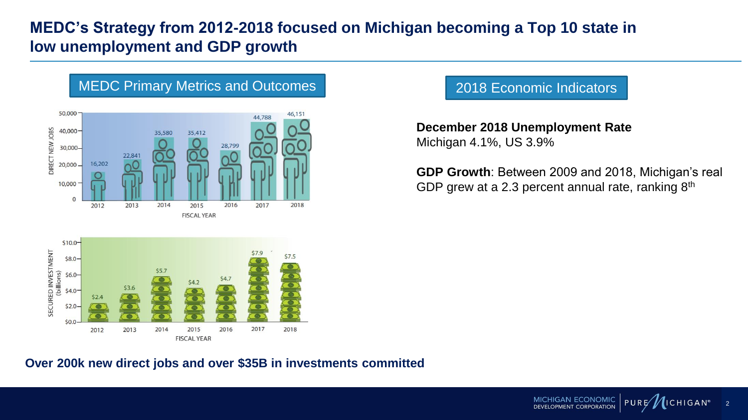# MEDC's Strategy from 2012-2018 focused on Michigan becoming a Top 10 state in low unemployment and GDP growth

## MEDC Primary Metrics and Outcomes

| FISCAL YEAR | DIRECT NEW JOBS |
|---|---|
| 2012 | 16,202 |
| 2013 | 22,841 |
| 2014 | 35,580 |
| 2015 | 35,412 |
| 2016 | 28,799 |
| 2017 | 44,788 |
| 2018 | 46,151 |

| FISCAL YEAR | SECURED INVESTMENT (billions) |
|---|---|
| 2012 | $2.4 |
| 2013 | $3.6 |
| 2014 | $5.7 |
| 2015 | $4.2 |
| 2016 | $4.7 |
| 2017 | $7.9 |
| 2018 | $7.5 |

**Over 200k new direct jobs and over $35B in investments committed**

## 2018 Economic Indicators

**December 2018 Unemployment Rate**
Michigan 4.1%, US 3.9%

**GDP Growth**: Between 2009 and 2018, Michigan's real GDP grew at a 2.3 percent annual rate, ranking 8th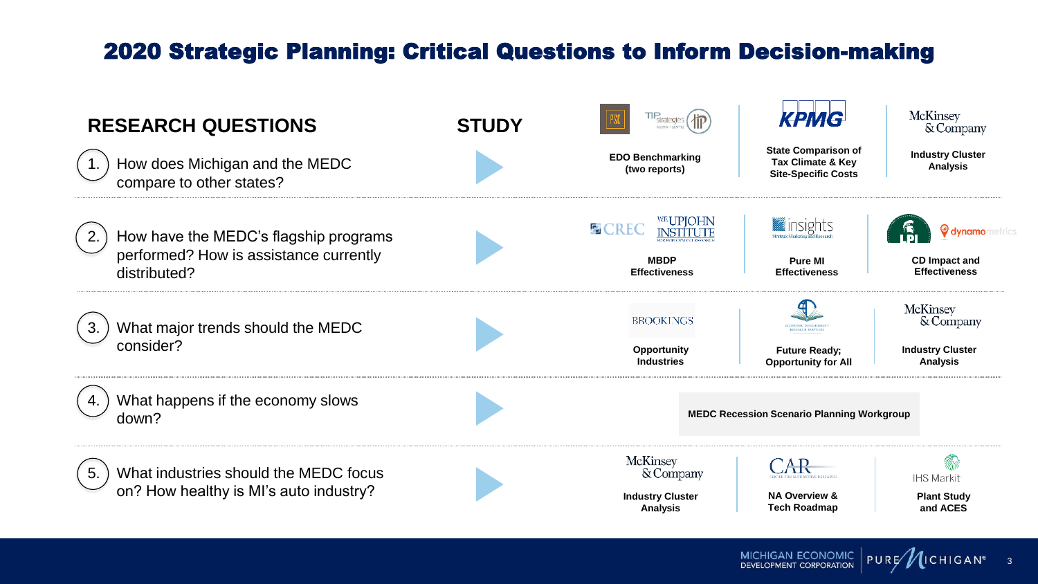# 2020 Strategic Planning: Critical Questions to Inform Decision-making

| RESEARCH QUESTIONS | STUDY | | |
|---|---|---|---|
| 1. How does Michigan and the MEDC compare to other states? | PSC / TIP Strategies: **EDO Benchmarking (two reports)** | KPMG: **State Comparison of Tax Climate & Key Site-Specific Costs** | McKinsey & Company: **Industry Cluster Analysis** |
| 2. How have the MEDC's flagship programs performed? How is assistance currently distributed? | CREC / W.E. Upjohn Institute: **MBDP Effectiveness** | insights: **Pure MI Effectiveness** | LPI / dynamometrics: **CD Impact and Effectiveness** |
| 3. What major trends should the MEDC consider? | Brookings: **Opportunity Industries** | Economic Development Research Partners: **Future Ready; Opportunity for All** | McKinsey & Company: **Industry Cluster Analysis** |
| 4. What happens if the economy slows down? | **MEDC Recession Scenario Planning Workgroup** | | |
| 5. What industries should the MEDC focus on? How healthy is MI's auto industry? | McKinsey & Company: **Industry Cluster Analysis** | CAR Center for Automotive Research: **NA Overview & Tech Roadmap** | IHS Markit: **Plant Study and ACES** |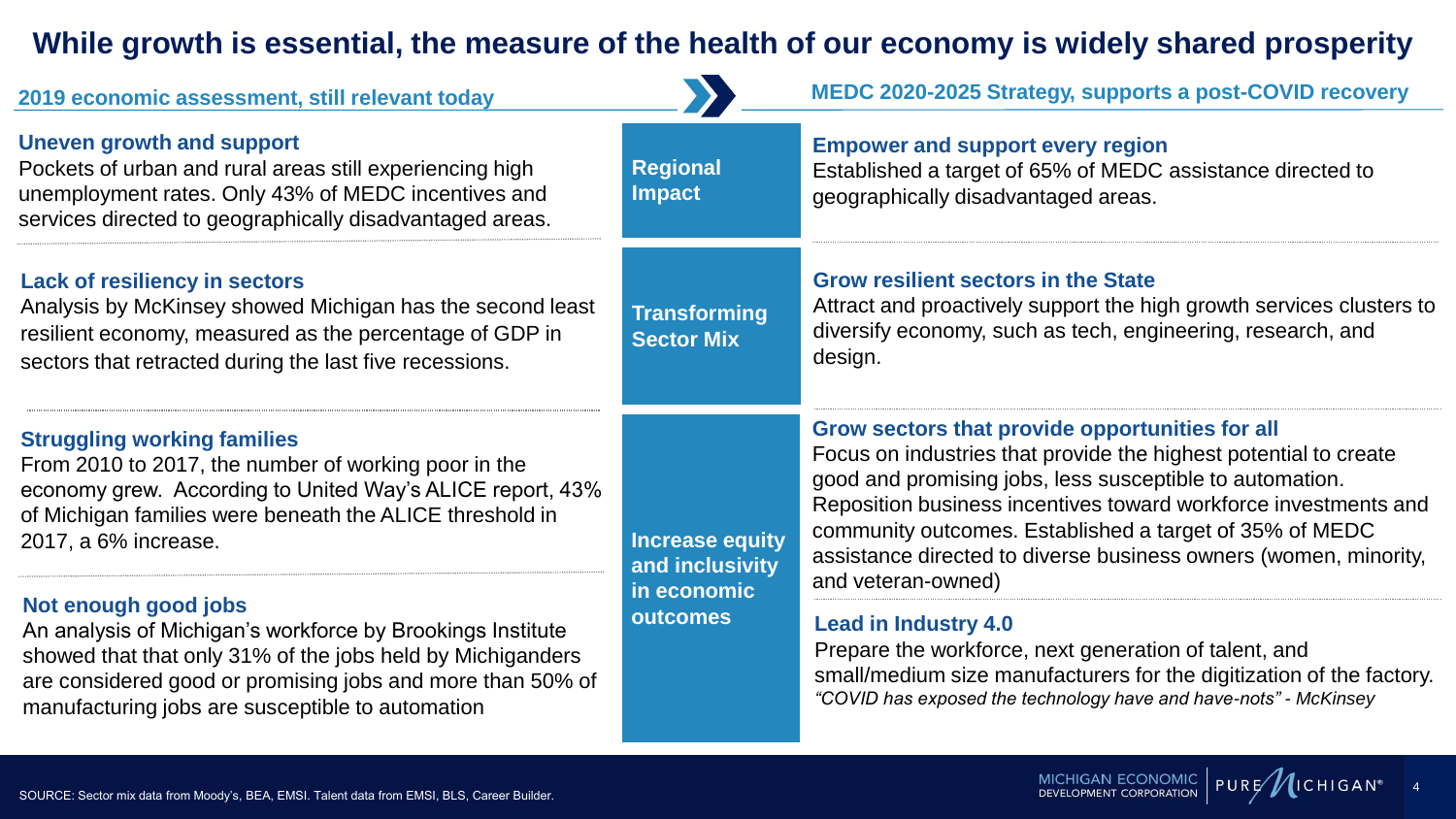# While growth is essential, the measure of the health of our economy is widely shared prosperity

## 2019 economic assessment, still relevant today

### Uneven growth and support

Pockets of urban and rural areas still experiencing high unemployment rates. Only 43% of MEDC incentives and services directed to geographically disadvantaged areas.

### Lack of resiliency in sectors

Analysis by McKinsey showed Michigan has the second least resilient economy, measured as the percentage of GDP in sectors that retracted during the last five recessions.

### Struggling working families

From 2010 to 2017, the number of working poor in the economy grew. According to United Way's ALICE report, 43% of Michigan families were beneath the ALICE threshold in 2017, a 6% increase.

### Not enough good jobs

An analysis of Michigan's workforce by Brookings Institute showed that that only 31% of the jobs held by Michiganders are considered good or promising jobs and more than 50% of manufacturing jobs are susceptible to automation

## MEDC 2020-2025 Strategy, supports a post-COVID recovery

**Regional Impact**

### Empower and support every region

Established a target of 65% of MEDC assistance directed to geographically disadvantaged areas.

**Transforming Sector Mix**

### Grow resilient sectors in the State

Attract and proactively support the high growth services clusters to diversify economy, such as tech, engineering, research, and design.

**Increase equity and inclusivity in economic outcomes**

### Grow sectors that provide opportunities for all

Focus on industries that provide the highest potential to create good and promising jobs, less susceptible to automation. Reposition business incentives toward workforce investments and community outcomes. Established a target of 35% of MEDC assistance directed to diverse business owners (women, minority, and veteran-owned)

### Lead in Industry 4.0

Prepare the workforce, next generation of talent, and small/medium size manufacturers for the digitization of the factory.

*"COVID has exposed the technology have and have-nots" - McKinsey*

SOURCE: Sector mix data from Moody's, BEA, EMSI. Talent data from EMSI, BLS, Career Builder.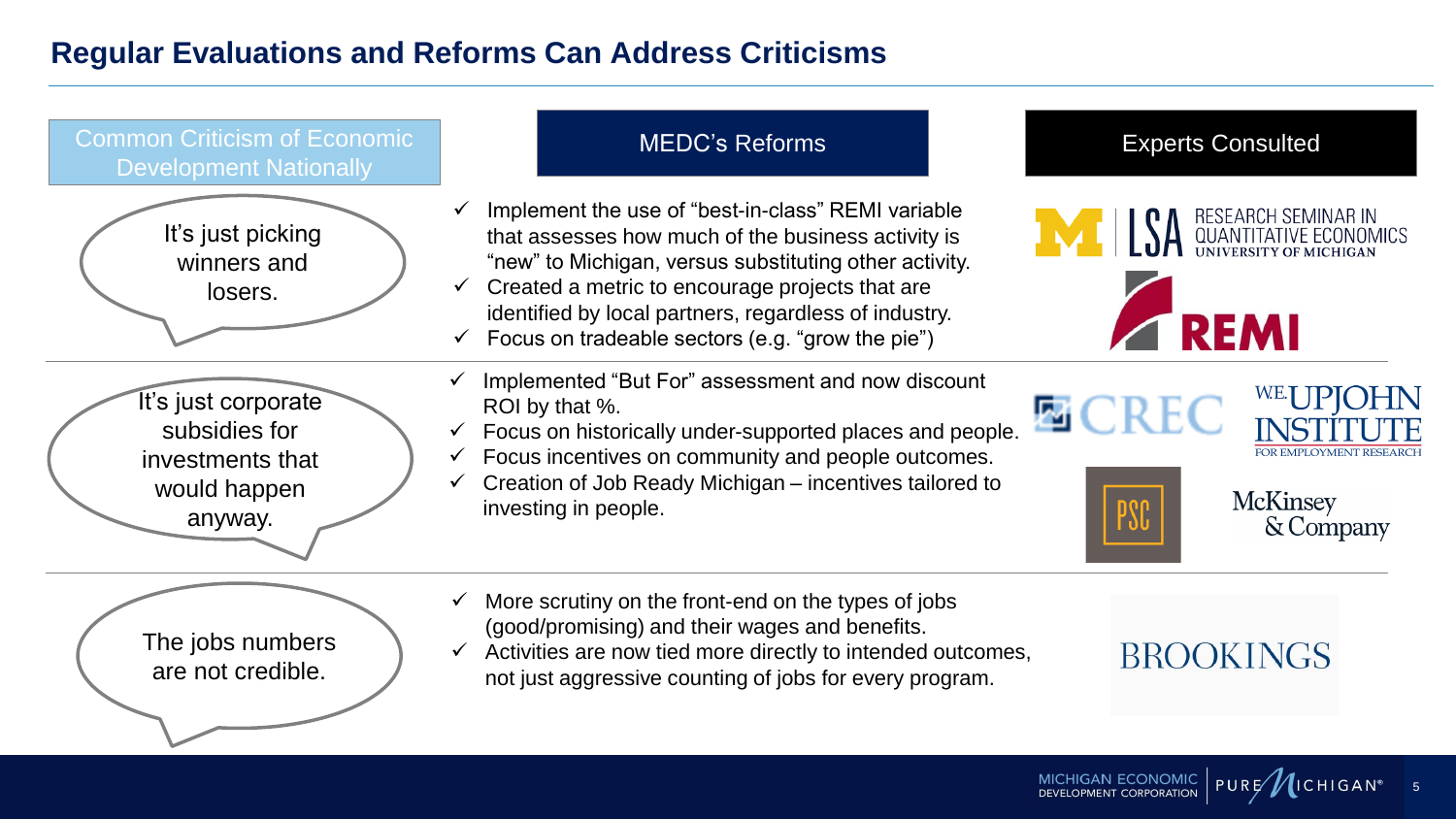# Regular Evaluations and Reforms Can Address Criticisms

| Common Criticism of Economic Development Nationally | MEDC's Reforms | Experts Consulted |
| --- | --- | --- |
| It's just picking winners and losers. | ✓ Implement the use of "best-in-class" REMI variable that assesses how much of the business activity is "new" to Michigan, versus substituting other activity.<br>✓ Created a metric to encourage projects that are identified by local partners, regardless of industry.<br>✓ Focus on tradeable sectors (e.g. "grow the pie") | LSA Research Seminar in Quantitative Economics, University of Michigan; REMI |
| It's just corporate subsidies for investments that would happen anyway. | ✓ Implemented "But For" assessment and now discount ROI by that %.<br>✓ Focus on historically under-supported places and people.<br>✓ Focus incentives on community and people outcomes.<br>✓ Creation of Job Ready Michigan – incentives tailored to investing in people. | CREC; W.E. Upjohn Institute for Employment Research; PSC; McKinsey & Company |
| The jobs numbers are not credible. | ✓ More scrutiny on the front-end on the types of jobs (good/promising) and their wages and benefits.<br>✓ Activities are now tied more directly to intended outcomes, not just aggressive counting of jobs for every program. | Brookings |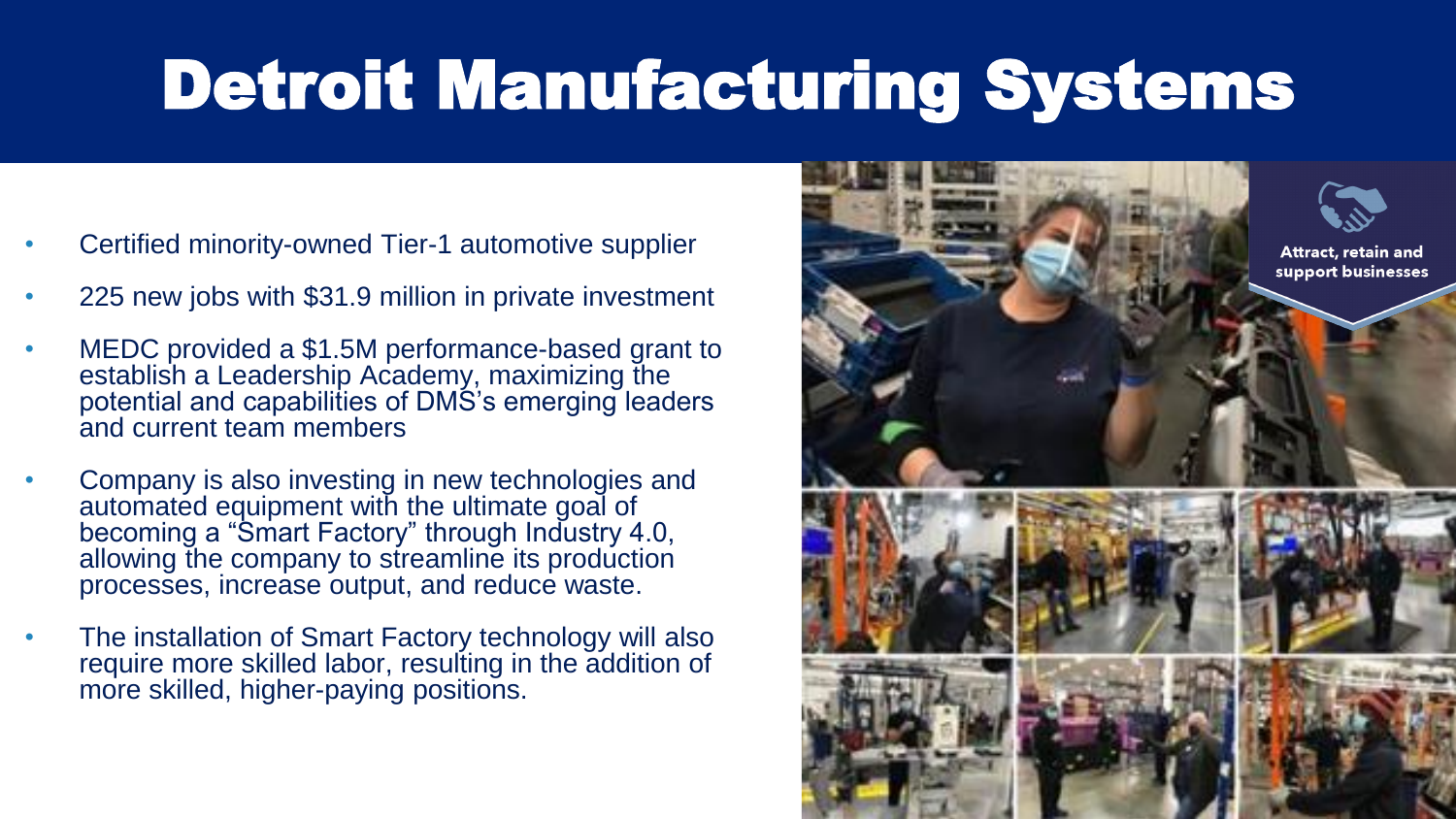# Detroit Manufacturing Systems

- Certified minority-owned Tier-1 automotive supplier
- 225 new jobs with $31.9 million in private investment
- MEDC provided a $1.5M performance-based grant to establish a Leadership Academy, maximizing the potential and capabilities of DMS's emerging leaders and current team members
- Company is also investing in new technologies and automated equipment with the ultimate goal of becoming a "Smart Factory" through Industry 4.0, allowing the company to streamline its production processes, increase output, and reduce waste.
- The installation of Smart Factory technology will also require more skilled labor, resulting in the addition of more skilled, higher-paying positions.

Attract, retain and support businesses